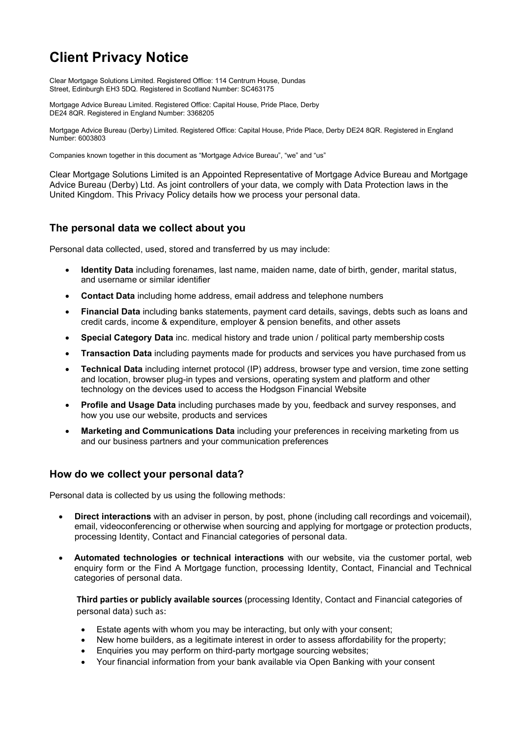# Client Privacy Notice

Clear Mortgage Solutions Limited. Registered Office: 114 Centrum House, Dundas Street, Edinburgh EH3 5DQ. Registered in Scotland Number: SC463175

Mortgage Advice Bureau Limited. Registered Office: Capital House, Pride Place, Derby DE24 8QR. Registered in England Number: 3368205

Mortgage Advice Bureau (Derby) Limited. Registered Office: Capital House, Pride Place, Derby DE24 8QR. Registered in England Number: 6003803

Companies known together in this document as "Mortgage Advice Bureau", "we" and "us"

Clear Mortgage Solutions Limited is an Appointed Representative of Mortgage Advice Bureau and Mortgage Advice Bureau (Derby) Ltd. As joint controllers of your data, we comply with Data Protection laws in the United Kingdom. This Privacy Policy details how we process your personal data.

## The personal data we collect about you

Personal data collected, used, stored and transferred by us may include:

- **Identity Data** including forenames, last name, maiden name, date of birth, gender, marital status, and username or similar identifier
- **Contact Data** including home address, email address and telephone numbers
- **Financial Data** including banks statements, payment card details, savings, debts such as loans and credit cards, income & expenditure, employer & pension benefits, and other assets
- **Special Category Data** inc. medical history and trade union / political party membership costs
- **Transaction Data** including payments made for products and services you have purchased from us
- **Technical Data** including internet protocol (IP) address, browser type and version, time zone setting and location, browser plug-in types and versions, operating system and platform and other technology on the devices used to access the Hodgson Financial Website
- **Profile and Usage Data** including purchases made by you, feedback and survey responses, and how you use our website, products and services
- **Marketing and Communications Data** including your preferences in receiving marketing from us and our business partners and your communication preferences

## How do we collect your personal data?

Personal data is collected by us using the following methods:

- **Direct interactions** with an adviser in person, by post, phone (including call recordings and voicemail), email, videoconferencing or otherwise when sourcing and applying for mortgage or protection products, processing Identity, Contact and Financial categories of personal data.
- **Automated technologies or technical interactions** with our website, via the customer portal, web enquiry form or the Find A Mortgage function, processing Identity, Contact, Financial and Technical categories of personal data.

  **Third parties or publicly available sources** (processing Identity, Contact and Financial categories of personal data) such as:

  - Estate agents with whom you may be interacting, but only with your consent;
  - New home builders, as a legitimate interest in order to assess affordability for the property;
  - Enquiries you may perform on third-party mortgage sourcing websites;
  - Your financial information from your bank available via Open Banking with your consent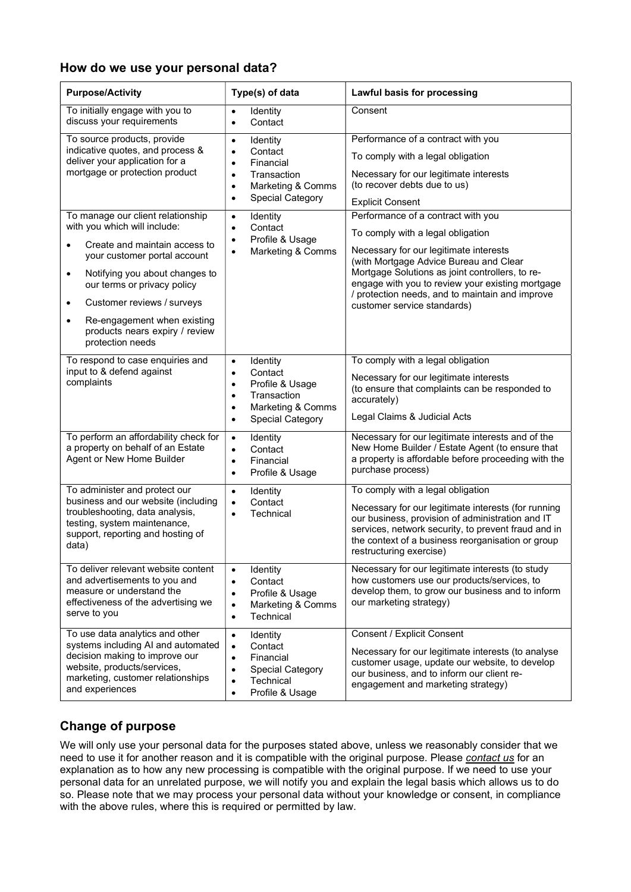## How do we use your personal data?

| Purpose/Activity | Type(s) of data | Lawful basis for processing |
|---|---|---|
| To initially engage with you to discuss your requirements | • Identity<br>• Contact | Consent |
| To source products, provide indicative quotes, and process & deliver your application for a mortgage or protection product | • Identity<br>• Contact<br>• Financial<br>• Transaction<br>• Marketing & Comms<br>• Special Category | Performance of a contract with you<br><br>To comply with a legal obligation<br><br>Necessary for our legitimate interests (to recover debts due to us)<br><br>Explicit Consent |
| To manage our client relationship with you which will include:<br>• Create and maintain access to your customer portal account<br>• Notifying you about changes to our terms or privacy policy<br>• Customer reviews / surveys<br>• Re-engagement when existing products nears expiry / review protection needs | • Identity<br>• Contact<br>• Profile & Usage<br>• Marketing & Comms | Performance of a contract with you<br><br>To comply with a legal obligation<br><br>Necessary for our legitimate interests (with Mortgage Advice Bureau and Clear Mortgage Solutions as joint controllers, to re-engage with you to review your existing mortgage / protection needs, and to maintain and improve customer service standards) |
| To respond to case enquiries and input to & defend against complaints | • Identity<br>• Contact<br>• Profile & Usage<br>• Transaction<br>• Marketing & Comms<br>• Special Category | To comply with a legal obligation<br><br>Necessary for our legitimate interests (to ensure that complaints can be responded to accurately)<br><br>Legal Claims & Judicial Acts |
| To perform an affordability check for a property on behalf of an Estate Agent or New Home Builder | • Identity<br>• Contact<br>• Financial<br>• Profile & Usage | Necessary for our legitimate interests and of the New Home Builder / Estate Agent (to ensure that a property is affordable before proceeding with the purchase process) |
| To administer and protect our business and our website (including troubleshooting, data analysis, testing, system maintenance, support, reporting and hosting of data) | • Identity<br>• Contact<br>• Technical | To comply with a legal obligation<br><br>Necessary for our legitimate interests (for running our business, provision of administration and IT services, network security, to prevent fraud and in the context of a business reorganisation or group restructuring exercise) |
| To deliver relevant website content and advertisements to you and measure or understand the effectiveness of the advertising we serve to you | • Identity<br>• Contact<br>• Profile & Usage<br>• Marketing & Comms<br>• Technical | Necessary for our legitimate interests (to study how customers use our products/services, to develop them, to grow our business and to inform our marketing strategy) |
| To use data analytics and other systems including AI and automated decision making to improve our website, products/services, marketing, customer relationships and experiences | • Identity<br>• Contact<br>• Financial<br>• Special Category<br>• Technical<br>• Profile & Usage | Consent / Explicit Consent<br><br>Necessary for our legitimate interests (to analyse customer usage, update our website, to develop our business, and to inform our client re-engagement and marketing strategy) |

## Change of purpose

We will only use your personal data for the purposes stated above, unless we reasonably consider that we need to use it for another reason and it is compatible with the original purpose. Please *contact us* for an explanation as to how any new processing is compatible with the original purpose. If we need to use your personal data for an unrelated purpose, we will notify you and explain the legal basis which allows us to do so. Please note that we may process your personal data without your knowledge or consent, in compliance with the above rules, where this is required or permitted by law.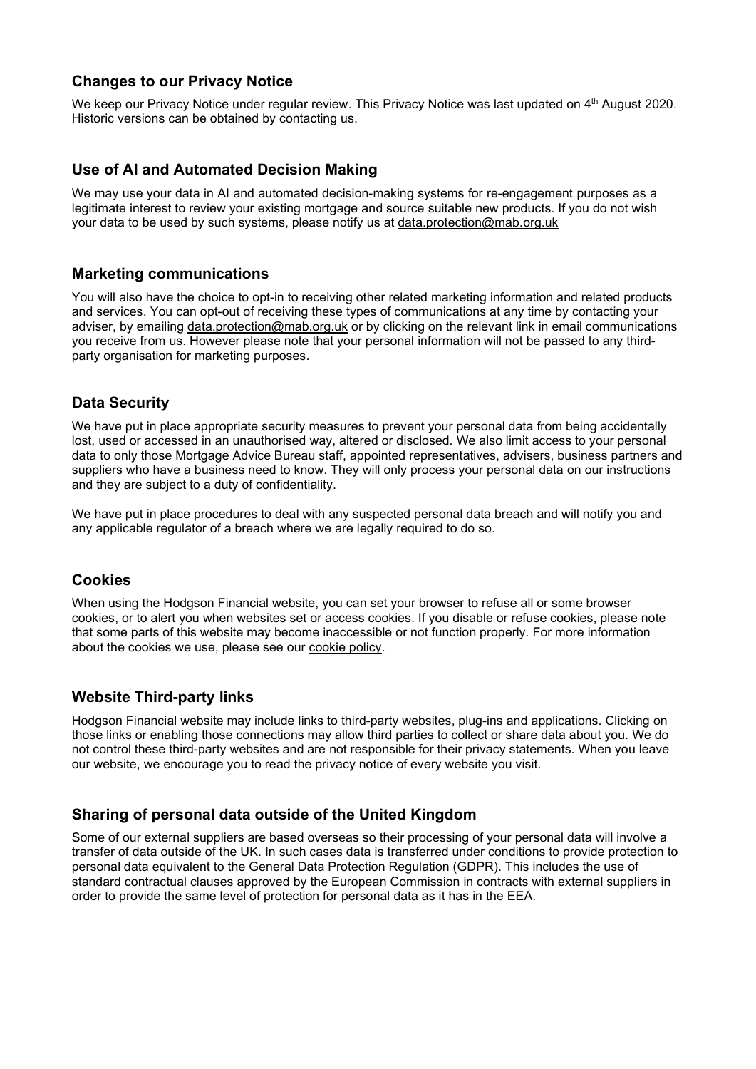## Changes to our Privacy Notice

We keep our Privacy Notice under regular review. This Privacy Notice was last updated on 4th August 2020. Historic versions can be obtained by contacting us.

## Use of AI and Automated Decision Making

We may use your data in AI and automated decision-making systems for re-engagement purposes as a legitimate interest to review your existing mortgage and source suitable new products. If you do not wish your data to be used by such systems, please notify us at data.protection@mab.org.uk

## Marketing communications

You will also have the choice to opt-in to receiving other related marketing information and related products and services. You can opt-out of receiving these types of communications at any time by contacting your adviser, by emailing data.protection@mab.org.uk or by clicking on the relevant link in email communications you receive from us. However please note that your personal information will not be passed to any third-party organisation for marketing purposes.

## Data Security

We have put in place appropriate security measures to prevent your personal data from being accidentally lost, used or accessed in an unauthorised way, altered or disclosed. We also limit access to your personal data to only those Mortgage Advice Bureau staff, appointed representatives, advisers, business partners and suppliers who have a business need to know. They will only process your personal data on our instructions and they are subject to a duty of confidentiality.

We have put in place procedures to deal with any suspected personal data breach and will notify you and any applicable regulator of a breach where we are legally required to do so.

## Cookies

When using the Hodgson Financial website, you can set your browser to refuse all or some browser cookies, or to alert you when websites set or access cookies. If you disable or refuse cookies, please note that some parts of this website may become inaccessible or not function properly. For more information about the cookies we use, please see our cookie policy.

## Website Third-party links

Hodgson Financial website may include links to third-party websites, plug-ins and applications. Clicking on those links or enabling those connections may allow third parties to collect or share data about you. We do not control these third-party websites and are not responsible for their privacy statements. When you leave our website, we encourage you to read the privacy notice of every website you visit.

## Sharing of personal data outside of the United Kingdom

Some of our external suppliers are based overseas so their processing of your personal data will involve a transfer of data outside of the UK. In such cases data is transferred under conditions to provide protection to personal data equivalent to the General Data Protection Regulation (GDPR). This includes the use of standard contractual clauses approved by the European Commission in contracts with external suppliers in order to provide the same level of protection for personal data as it has in the EEA.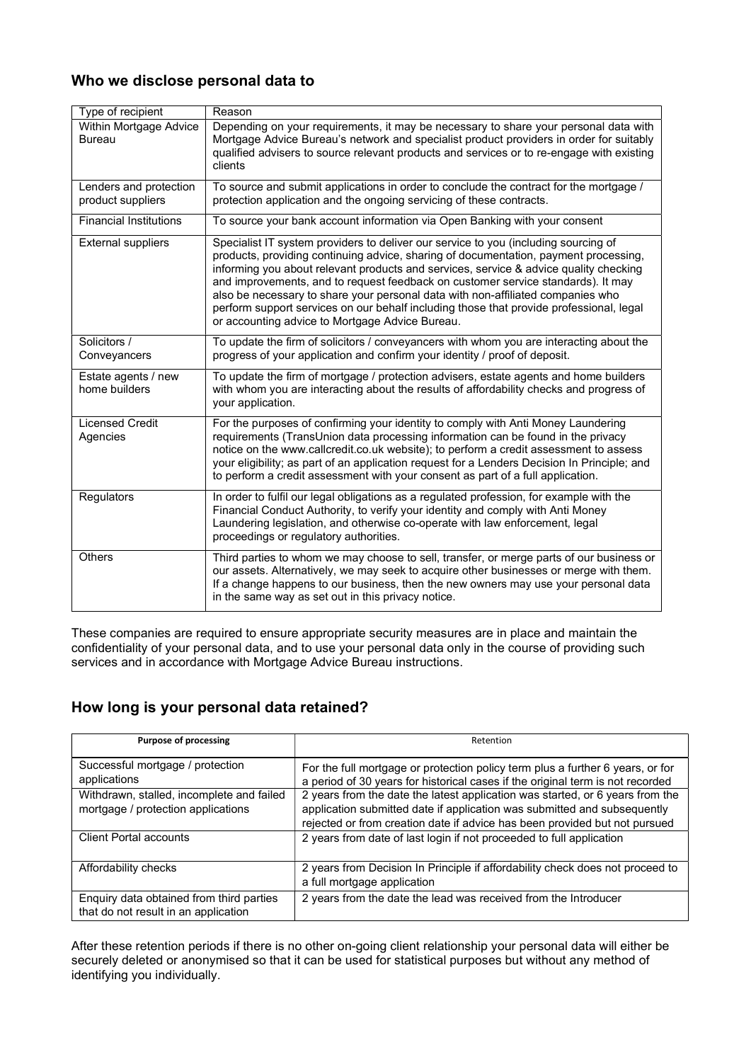## Who we disclose personal data to

| Type of recipient | Reason |
|---|---|
| Within Mortgage Advice Bureau | Depending on your requirements, it may be necessary to share your personal data with Mortgage Advice Bureau's network and specialist product providers in order for suitably qualified advisers to source relevant products and services or to re-engage with existing clients |
| Lenders and protection product suppliers | To source and submit applications in order to conclude the contract for the mortgage / protection application and the ongoing servicing of these contracts. |
| Financial Institutions | To source your bank account information via Open Banking with your consent |
| External suppliers | Specialist IT system providers to deliver our service to you (including sourcing of products, providing continuing advice, sharing of documentation, payment processing, informing you about relevant products and services, service & advice quality checking and improvements, and to request feedback on customer service standards). It may also be necessary to share your personal data with non-affiliated companies who perform support services on our behalf including those that provide professional, legal or accounting advice to Mortgage Advice Bureau. |
| Solicitors / Conveyancers | To update the firm of solicitors / conveyancers with whom you are interacting about the progress of your application and confirm your identity / proof of deposit. |
| Estate agents / new home builders | To update the firm of mortgage / protection advisers, estate agents and home builders with whom you are interacting about the results of affordability checks and progress of your application. |
| Licensed Credit Agencies | For the purposes of confirming your identity to comply with Anti Money Laundering requirements (TransUnion data processing information can be found in the privacy notice on the www.callcredit.co.uk website); to perform a credit assessment to assess your eligibility; as part of an application request for a Lenders Decision In Principle; and to perform a credit assessment with your consent as part of a full application. |
| Regulators | In order to fulfil our legal obligations as a regulated profession, for example with the Financial Conduct Authority, to verify your identity and comply with Anti Money Laundering legislation, and otherwise co-operate with law enforcement, legal proceedings or regulatory authorities. |
| Others | Third parties to whom we may choose to sell, transfer, or merge parts of our business or our assets. Alternatively, we may seek to acquire other businesses or merge with them. If a change happens to our business, then the new owners may use your personal data in the same way as set out in this privacy notice. |

These companies are required to ensure appropriate security measures are in place and maintain the confidentiality of your personal data, and to use your personal data only in the course of providing such services and in accordance with Mortgage Advice Bureau instructions.

## How long is your personal data retained?

| Purpose of processing | Retention |
|---|---|
| Successful mortgage / protection applications | For the full mortgage or protection policy term plus a further 6 years, or for a period of 30 years for historical cases if the original term is not recorded |
| Withdrawn, stalled, incomplete and failed mortgage / protection applications | 2 years from the date the latest application was started, or 6 years from the application submitted date if application was submitted and subsequently rejected or from creation date if advice has been provided but not pursued |
| Client Portal accounts | 2 years from date of last login if not proceeded to full application |
| Affordability checks | 2 years from Decision In Principle if affordability check does not proceed to a full mortgage application |
| Enquiry data obtained from third parties that do not result in an application | 2 years from the date the lead was received from the Introducer |

After these retention periods if there is no other on-going client relationship your personal data will either be securely deleted or anonymised so that it can be used for statistical purposes but without any method of identifying you individually.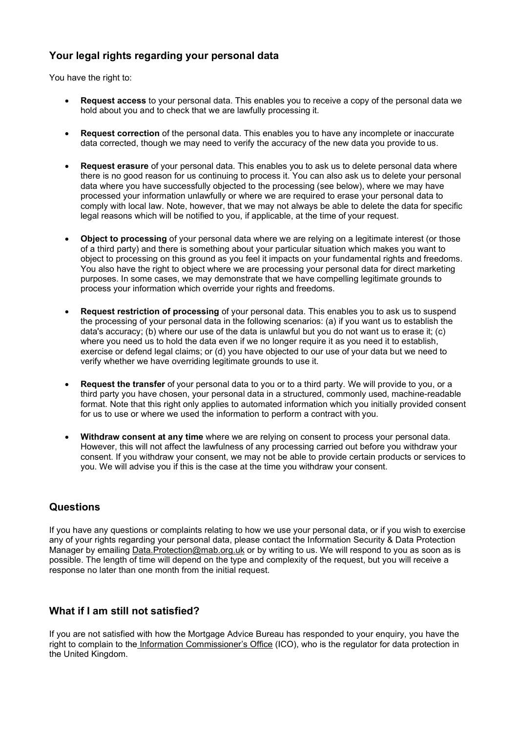## Your legal rights regarding your personal data

You have the right to:

- **Request access** to your personal data. This enables you to receive a copy of the personal data we hold about you and to check that we are lawfully processing it.

- **Request correction** of the personal data. This enables you to have any incomplete or inaccurate data corrected, though we may need to verify the accuracy of the new data you provide to us.

- **Request erasure** of your personal data. This enables you to ask us to delete personal data where there is no good reason for us continuing to process it. You can also ask us to delete your personal data where you have successfully objected to the processing (see below), where we may have processed your information unlawfully or where we are required to erase your personal data to comply with local law. Note, however, that we may not always be able to delete the data for specific legal reasons which will be notified to you, if applicable, at the time of your request.

- **Object to processing** of your personal data where we are relying on a legitimate interest (or those of a third party) and there is something about your particular situation which makes you want to object to processing on this ground as you feel it impacts on your fundamental rights and freedoms. You also have the right to object where we are processing your personal data for direct marketing purposes. In some cases, we may demonstrate that we have compelling legitimate grounds to process your information which override your rights and freedoms.

- **Request restriction of processing** of your personal data. This enables you to ask us to suspend the processing of your personal data in the following scenarios: (a) if you want us to establish the data's accuracy; (b) where our use of the data is unlawful but you do not want us to erase it; (c) where you need us to hold the data even if we no longer require it as you need it to establish, exercise or defend legal claims; or (d) you have objected to our use of your data but we need to verify whether we have overriding legitimate grounds to use it.

- **Request the transfer** of your personal data to you or to a third party. We will provide to you, or a third party you have chosen, your personal data in a structured, commonly used, machine-readable format. Note that this right only applies to automated information which you initially provided consent for us to use or where we used the information to perform a contract with you.

- **Withdraw consent at any time** where we are relying on consent to process your personal data. However, this will not affect the lawfulness of any processing carried out before you withdraw your consent. If you withdraw your consent, we may not be able to provide certain products or services to you. We will advise you if this is the case at the time you withdraw your consent.

## Questions

If you have any questions or complaints relating to how we use your personal data, or if you wish to exercise any of your rights regarding your personal data, please contact the Information Security & Data Protection Manager by emailing Data.Protection@mab.org.uk or by writing to us. We will respond to you as soon as is possible. The length of time will depend on the type and complexity of the request, but you will receive a response no later than one month from the initial request.

## What if I am still not satisfied?

If you are not satisfied with how the Mortgage Advice Bureau has responded to your enquiry, you have the right to complain to the Information Commissioner's Office (ICO), who is the regulator for data protection in the United Kingdom.